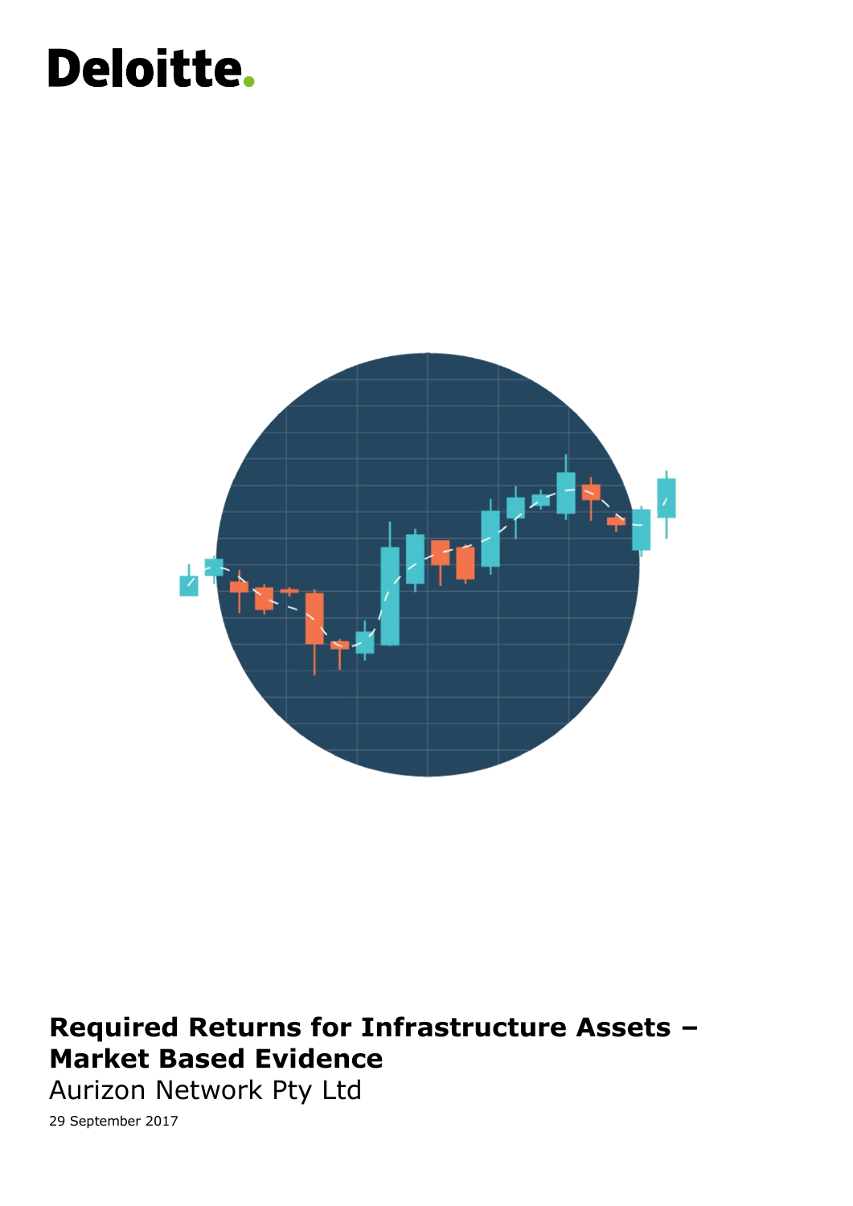Deloitte.

# Required Returns for Infrastructure Assets – Market Based Evidence

Aurizon Network Pty Ltd

29 September 2017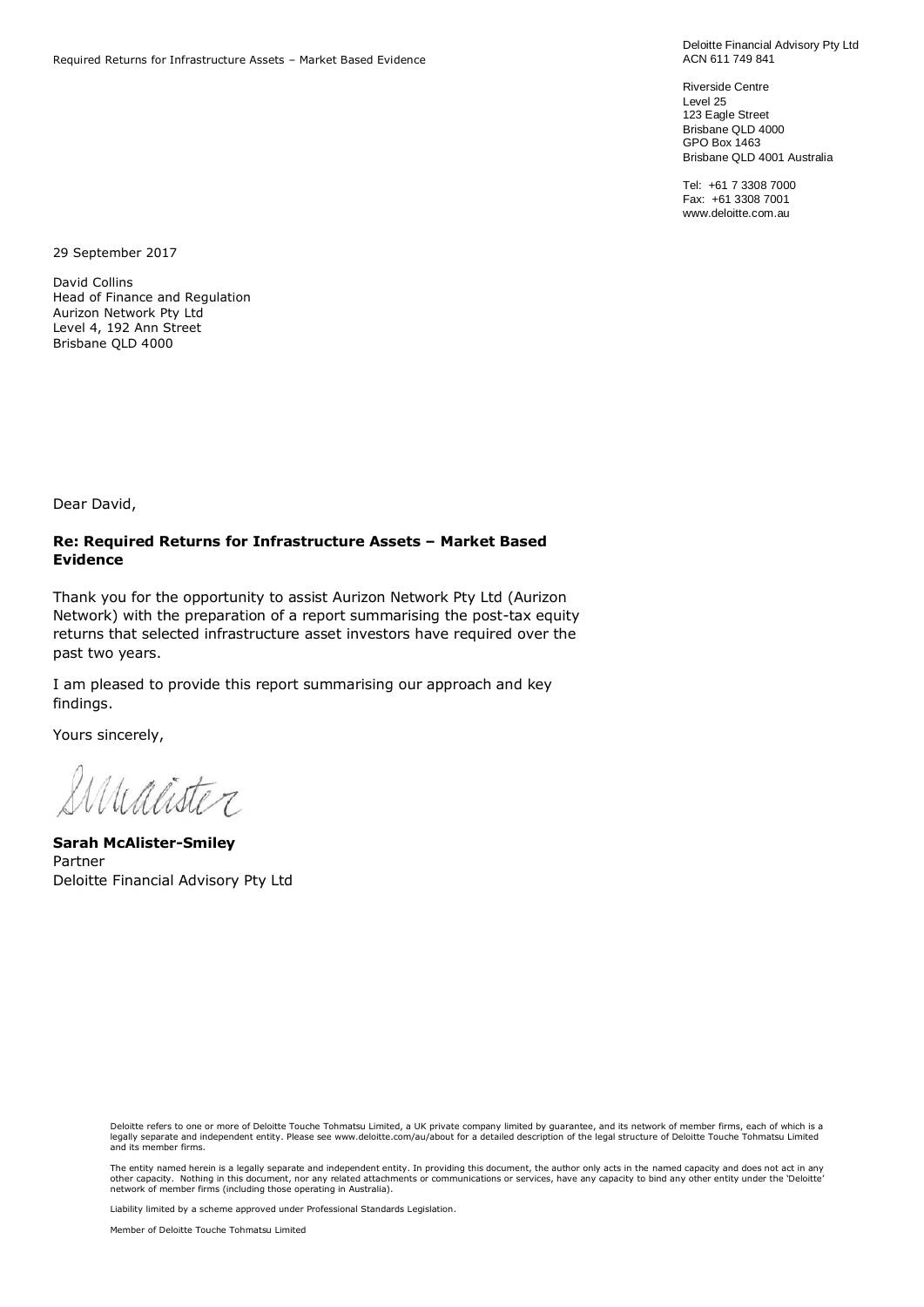Deloitte Financial Advisory Pty Ltd
ACN 611 749 841

Riverside Centre
Level 25
123 Eagle Street
Brisbane QLD 4000
GPO Box 1463
Brisbane QLD 4001 Australia

Tel: +61 7 3308 7000
Fax: +61 3308 7001
www.deloitte.com.au

29 September 2017

David Collins
Head of Finance and Regulation
Aurizon Network Pty Ltd
Level 4, 192 Ann Street
Brisbane QLD 4000

Dear David,

**Re: Required Returns for Infrastructure Assets – Market Based Evidence**

Thank you for the opportunity to assist Aurizon Network Pty Ltd (Aurizon Network) with the preparation of a report summarising the post-tax equity returns that selected infrastructure asset investors have required over the past two years.

I am pleased to provide this report summarising our approach and key findings.

Yours sincerely,

**Sarah McAlister-Smiley**
Partner
Deloitte Financial Advisory Pty Ltd

Deloitte refers to one or more of Deloitte Touche Tohmatsu Limited, a UK private company limited by guarantee, and its network of member firms, each of which is a legally separate and independent entity. Please see www.deloitte.com/au/about for a detailed description of the legal structure of Deloitte Touche Tohmatsu Limited and its member firms.

The entity named herein is a legally separate and independent entity. In providing this document, the author only acts in the named capacity and does not act in any other capacity. Nothing in this document, nor any related attachments or communications or services, have any capacity to bind any other entity under the 'Deloitte' network of member firms (including those operating in Australia).

Liability limited by a scheme approved under Professional Standards Legislation.

Member of Deloitte Touche Tohmatsu Limited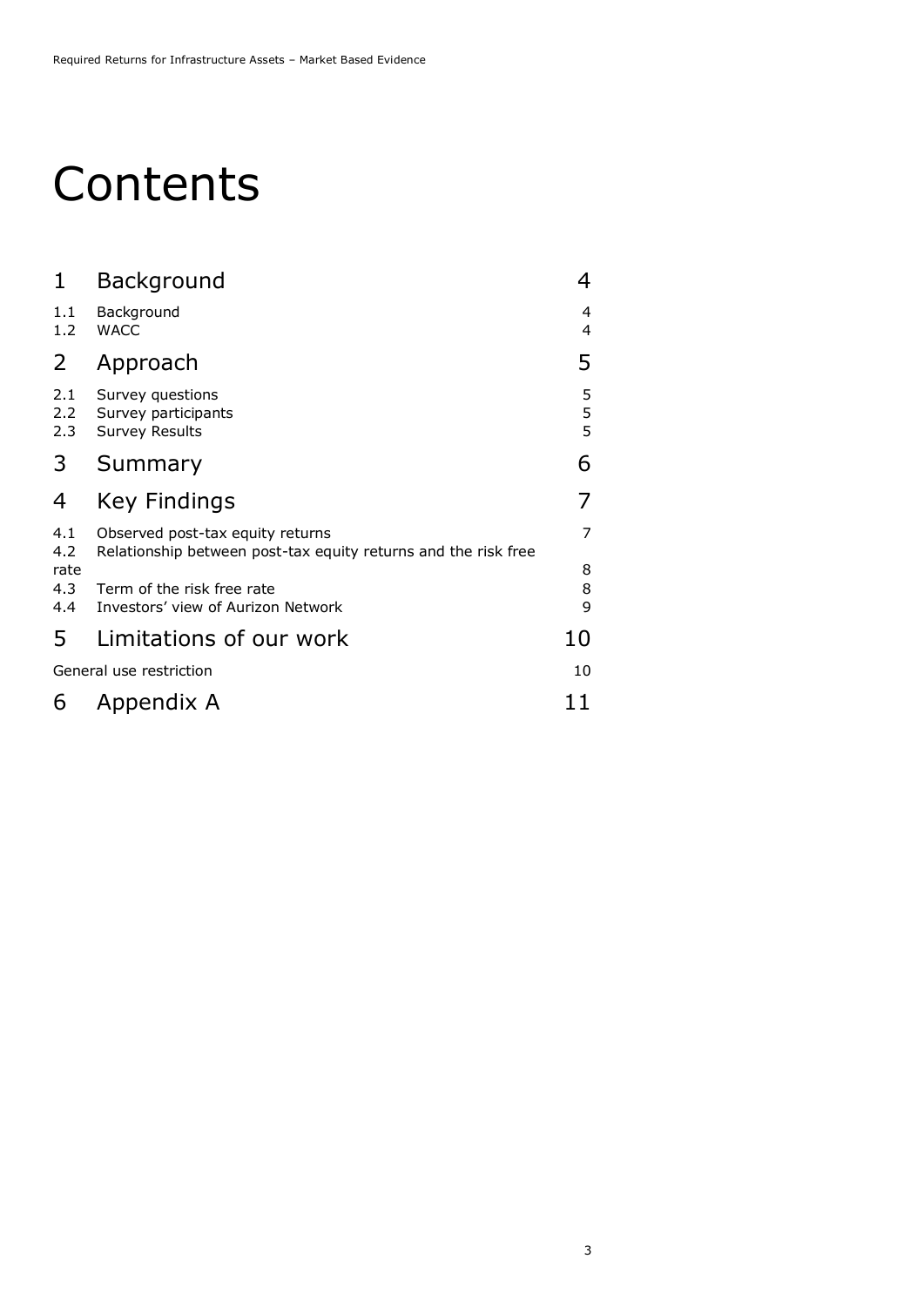# Contents

| | | |
|---|---|---|
| 1 | Background | 4 |
| 1.1 | Background | 4 |
| 1.2 | WACC | 4 |
| 2 | Approach | 5 |
| 2.1 | Survey questions | 5 |
| 2.2 | Survey participants | 5 |
| 2.3 | Survey Results | 5 |
| 3 | Summary | 6 |
| 4 | Key Findings | 7 |
| 4.1 | Observed post-tax equity returns | 7 |
| 4.2 | Relationship between post-tax equity returns and the risk free rate | 8 |
| 4.3 | Term of the risk free rate | 8 |
| 4.4 | Investors' view of Aurizon Network | 9 |
| 5 | Limitations of our work | 10 |
| | General use restriction | 10 |
| 6 | Appendix A | 11 |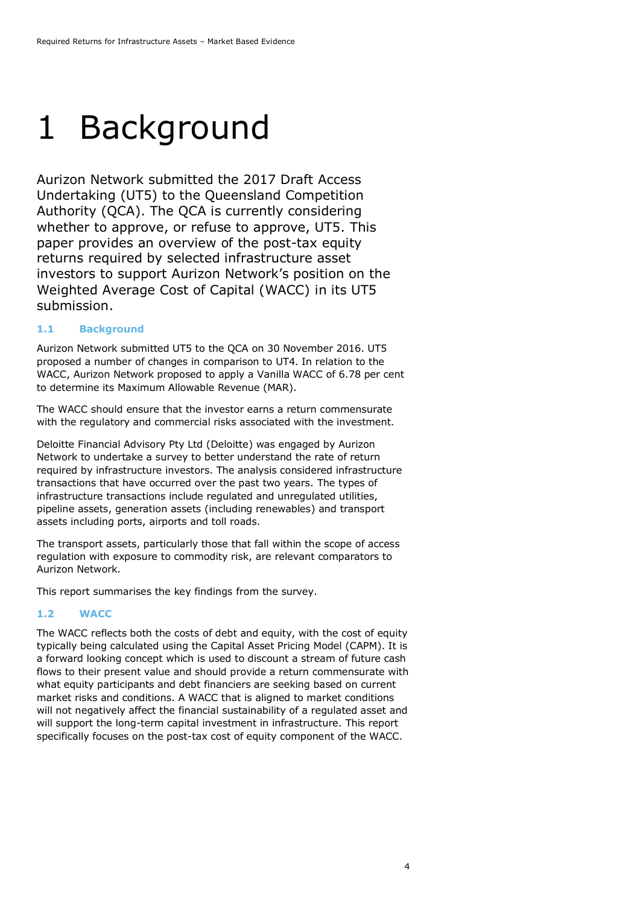# 1 Background

Aurizon Network submitted the 2017 Draft Access Undertaking (UT5) to the Queensland Competition Authority (QCA). The QCA is currently considering whether to approve, or refuse to approve, UT5. This paper provides an overview of the post-tax equity returns required by selected infrastructure asset investors to support Aurizon Network's position on the Weighted Average Cost of Capital (WACC) in its UT5 submission.

## 1.1 Background

Aurizon Network submitted UT5 to the QCA on 30 November 2016. UT5 proposed a number of changes in comparison to UT4. In relation to the WACC, Aurizon Network proposed to apply a Vanilla WACC of 6.78 per cent to determine its Maximum Allowable Revenue (MAR).

The WACC should ensure that the investor earns a return commensurate with the regulatory and commercial risks associated with the investment.

Deloitte Financial Advisory Pty Ltd (Deloitte) was engaged by Aurizon Network to undertake a survey to better understand the rate of return required by infrastructure investors. The analysis considered infrastructure transactions that have occurred over the past two years. The types of infrastructure transactions include regulated and unregulated utilities, pipeline assets, generation assets (including renewables) and transport assets including ports, airports and toll roads.

The transport assets, particularly those that fall within the scope of access regulation with exposure to commodity risk, are relevant comparators to Aurizon Network.

This report summarises the key findings from the survey.

## 1.2 WACC

The WACC reflects both the costs of debt and equity, with the cost of equity typically being calculated using the Capital Asset Pricing Model (CAPM). It is a forward looking concept which is used to discount a stream of future cash flows to their present value and should provide a return commensurate with what equity participants and debt financiers are seeking based on current market risks and conditions. A WACC that is aligned to market conditions will not negatively affect the financial sustainability of a regulated asset and will support the long-term capital investment in infrastructure. This report specifically focuses on the post-tax cost of equity component of the WACC.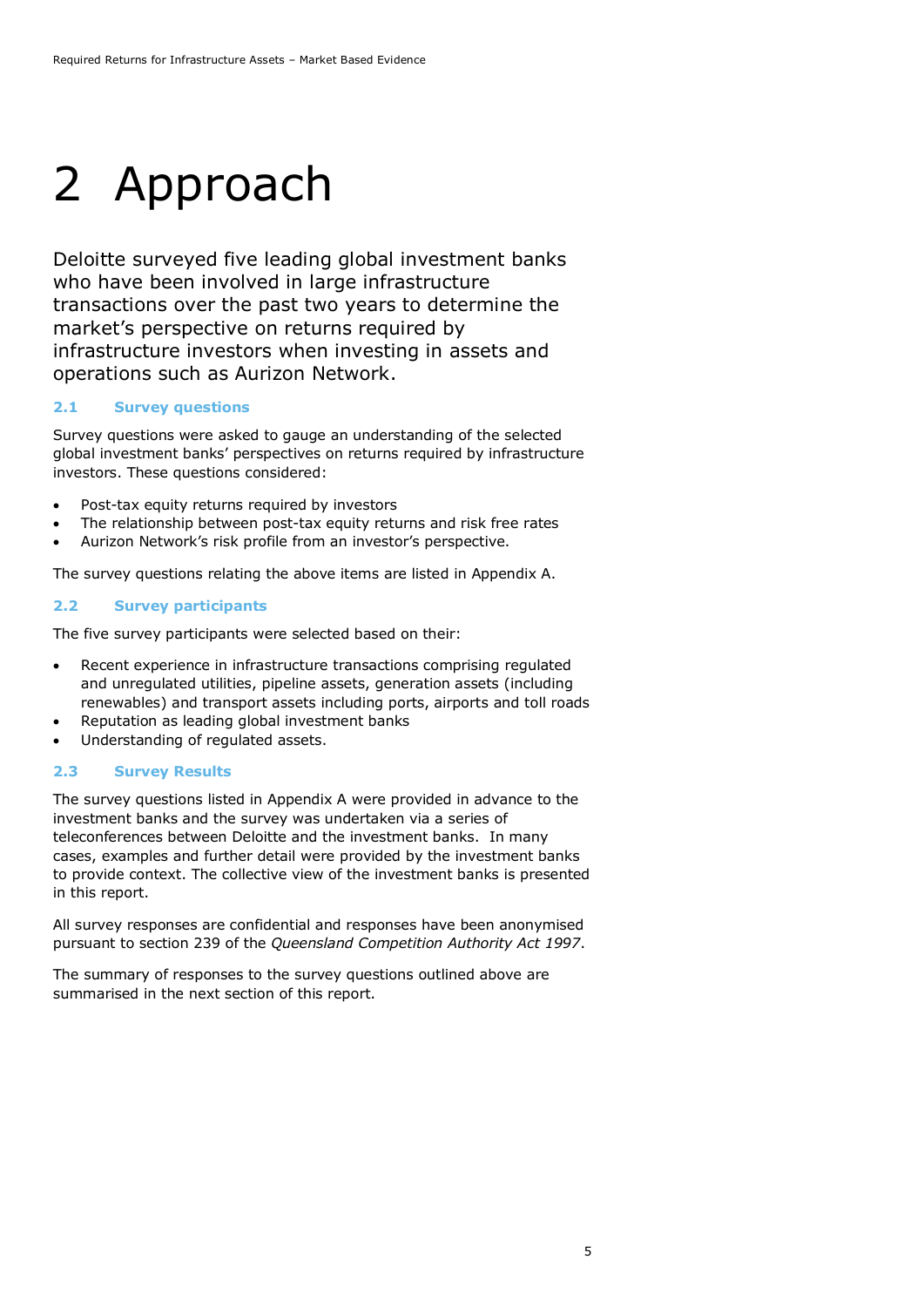# 2 Approach

Deloitte surveyed five leading global investment banks who have been involved in large infrastructure transactions over the past two years to determine the market's perspective on returns required by infrastructure investors when investing in assets and operations such as Aurizon Network.

## 2.1 Survey questions

Survey questions were asked to gauge an understanding of the selected global investment banks' perspectives on returns required by infrastructure investors. These questions considered:

- Post-tax equity returns required by investors
- The relationship between post-tax equity returns and risk free rates
- Aurizon Network's risk profile from an investor's perspective.

The survey questions relating the above items are listed in Appendix A.

## 2.2 Survey participants

The five survey participants were selected based on their:

- Recent experience in infrastructure transactions comprising regulated and unregulated utilities, pipeline assets, generation assets (including renewables) and transport assets including ports, airports and toll roads
- Reputation as leading global investment banks
- Understanding of regulated assets.

## 2.3 Survey Results

The survey questions listed in Appendix A were provided in advance to the investment banks and the survey was undertaken via a series of teleconferences between Deloitte and the investment banks. In many cases, examples and further detail were provided by the investment banks to provide context. The collective view of the investment banks is presented in this report.

All survey responses are confidential and responses have been anonymised pursuant to section 239 of the *Queensland Competition Authority Act 1997*.

The summary of responses to the survey questions outlined above are summarised in the next section of this report.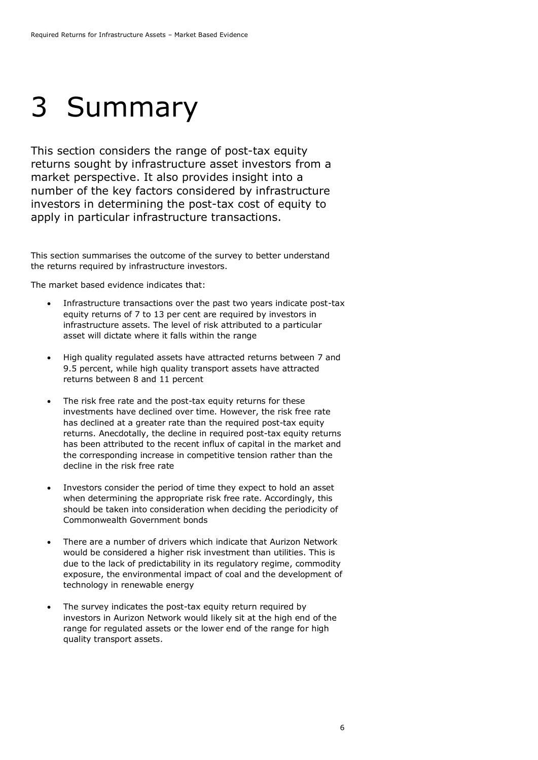# 3 Summary

This section considers the range of post-tax equity returns sought by infrastructure asset investors from a market perspective. It also provides insight into a number of the key factors considered by infrastructure investors in determining the post-tax cost of equity to apply in particular infrastructure transactions.

This section summarises the outcome of the survey to better understand the returns required by infrastructure investors.

The market based evidence indicates that:

- Infrastructure transactions over the past two years indicate post-tax equity returns of 7 to 13 per cent are required by investors in infrastructure assets. The level of risk attributed to a particular asset will dictate where it falls within the range
- High quality regulated assets have attracted returns between 7 and 9.5 percent, while high quality transport assets have attracted returns between 8 and 11 percent
- The risk free rate and the post-tax equity returns for these investments have declined over time. However, the risk free rate has declined at a greater rate than the required post-tax equity returns. Anecdotally, the decline in required post-tax equity returns has been attributed to the recent influx of capital in the market and the corresponding increase in competitive tension rather than the decline in the risk free rate
- Investors consider the period of time they expect to hold an asset when determining the appropriate risk free rate. Accordingly, this should be taken into consideration when deciding the periodicity of Commonwealth Government bonds
- There are a number of drivers which indicate that Aurizon Network would be considered a higher risk investment than utilities. This is due to the lack of predictability in its regulatory regime, commodity exposure, the environmental impact of coal and the development of technology in renewable energy
- The survey indicates the post-tax equity return required by investors in Aurizon Network would likely sit at the high end of the range for regulated assets or the lower end of the range for high quality transport assets.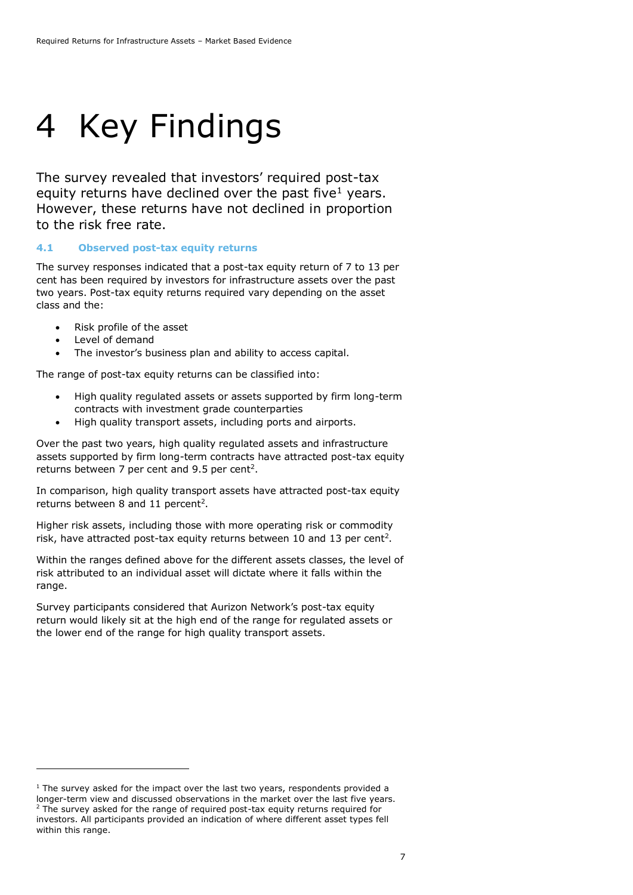# 4 Key Findings

The survey revealed that investors' required post-tax equity returns have declined over the past five[1] years. However, these returns have not declined in proportion to the risk free rate.

### 4.1 Observed post-tax equity returns

The survey responses indicated that a post-tax equity return of 7 to 13 per cent has been required by investors for infrastructure assets over the past two years. Post-tax equity returns required vary depending on the asset class and the:

- Risk profile of the asset
- Level of demand
- The investor's business plan and ability to access capital.

The range of post-tax equity returns can be classified into:

- High quality regulated assets or assets supported by firm long-term contracts with investment grade counterparties
- High quality transport assets, including ports and airports.

Over the past two years, high quality regulated assets and infrastructure assets supported by firm long-term contracts have attracted post-tax equity returns between 7 per cent and 9.5 per cent[2].

In comparison, high quality transport assets have attracted post-tax equity returns between 8 and 11 percent[2].

Higher risk assets, including those with more operating risk or commodity risk, have attracted post-tax equity returns between 10 and 13 per cent[2].

Within the ranges defined above for the different assets classes, the level of risk attributed to an individual asset will dictate where it falls within the range.

Survey participants considered that Aurizon Network's post-tax equity return would likely sit at the high end of the range for regulated assets or the lower end of the range for high quality transport assets.

---

[1] The survey asked for the impact over the last two years, respondents provided a longer-term view and discussed observations in the market over the last five years.
[2] The survey asked for the range of required post-tax equity returns required for investors. All participants provided an indication of where different asset types fell within this range.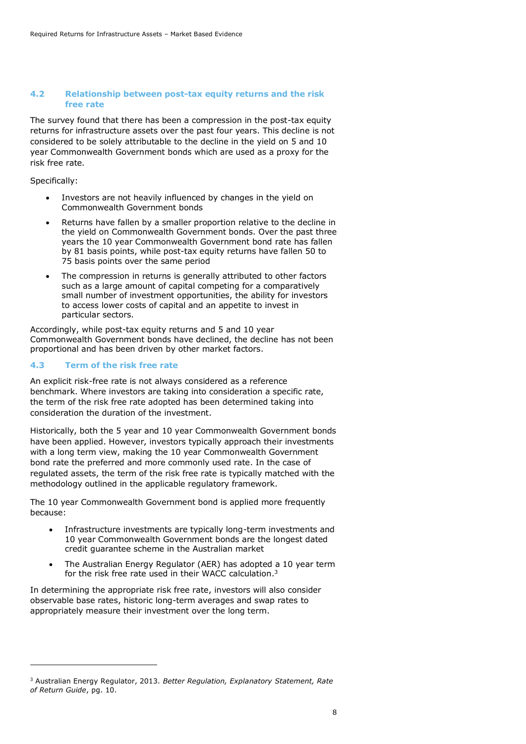### 4.2 Relationship between post-tax equity returns and the risk free rate

The survey found that there has been a compression in the post-tax equity returns for infrastructure assets over the past four years. This decline is not considered to be solely attributable to the decline in the yield on 5 and 10 year Commonwealth Government bonds which are used as a proxy for the risk free rate.

Specifically:

- Investors are not heavily influenced by changes in the yield on Commonwealth Government bonds
- Returns have fallen by a smaller proportion relative to the decline in the yield on Commonwealth Government bonds. Over the past three years the 10 year Commonwealth Government bond rate has fallen by 81 basis points, while post-tax equity returns have fallen 50 to 75 basis points over the same period
- The compression in returns is generally attributed to other factors such as a large amount of capital competing for a comparatively small number of investment opportunities, the ability for investors to access lower costs of capital and an appetite to invest in particular sectors.

Accordingly, while post-tax equity returns and 5 and 10 year Commonwealth Government bonds have declined, the decline has not been proportional and has been driven by other market factors.

### 4.3 Term of the risk free rate

An explicit risk-free rate is not always considered as a reference benchmark. Where investors are taking into consideration a specific rate, the term of the risk free rate adopted has been determined taking into consideration the duration of the investment.

Historically, both the 5 year and 10 year Commonwealth Government bonds have been applied. However, investors typically approach their investments with a long term view, making the 10 year Commonwealth Government bond rate the preferred and more commonly used rate. In the case of regulated assets, the term of the risk free rate is typically matched with the methodology outlined in the applicable regulatory framework.

The 10 year Commonwealth Government bond is applied more frequently because:

- Infrastructure investments are typically long-term investments and 10 year Commonwealth Government bonds are the longest dated credit guarantee scheme in the Australian market
- The Australian Energy Regulator (AER) has adopted a 10 year term for the risk free rate used in their WACC calculation.[3]

In determining the appropriate risk free rate, investors will also consider observable base rates, historic long-term averages and swap rates to appropriately measure their investment over the long term.

---

[3] Australian Energy Regulator, 2013. *Better Regulation, Explanatory Statement, Rate of Return Guide*, pg. 10.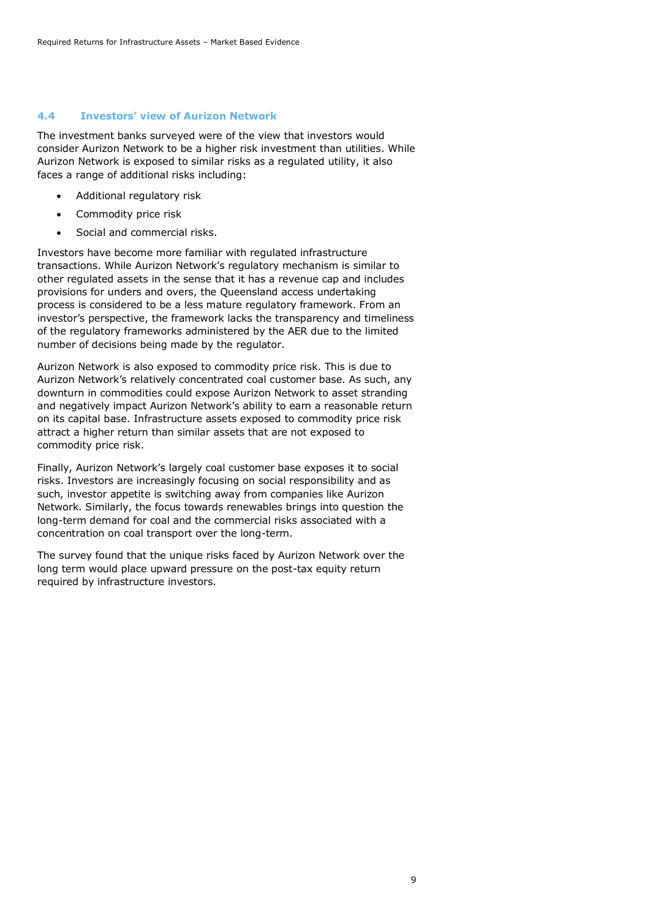## 4.4 Investors' view of Aurizon Network

The investment banks surveyed were of the view that investors would consider Aurizon Network to be a higher risk investment than utilities. While Aurizon Network is exposed to similar risks as a regulated utility, it also faces a range of additional risks including:

- Additional regulatory risk
- Commodity price risk
- Social and commercial risks.

Investors have become more familiar with regulated infrastructure transactions. While Aurizon Network's regulatory mechanism is similar to other regulated assets in the sense that it has a revenue cap and includes provisions for unders and overs, the Queensland access undertaking process is considered to be a less mature regulatory framework. From an investor's perspective, the framework lacks the transparency and timeliness of the regulatory frameworks administered by the AER due to the limited number of decisions being made by the regulator.

Aurizon Network is also exposed to commodity price risk. This is due to Aurizon Network's relatively concentrated coal customer base. As such, any downturn in commodities could expose Aurizon Network to asset stranding and negatively impact Aurizon Network's ability to earn a reasonable return on its capital base. Infrastructure assets exposed to commodity price risk attract a higher return than similar assets that are not exposed to commodity price risk.

Finally, Aurizon Network's largely coal customer base exposes it to social risks. Investors are increasingly focusing on social responsibility and as such, investor appetite is switching away from companies like Aurizon Network. Similarly, the focus towards renewables brings into question the long-term demand for coal and the commercial risks associated with a concentration on coal transport over the long-term.

The survey found that the unique risks faced by Aurizon Network over the long term would place upward pressure on the post-tax equity return required by infrastructure investors.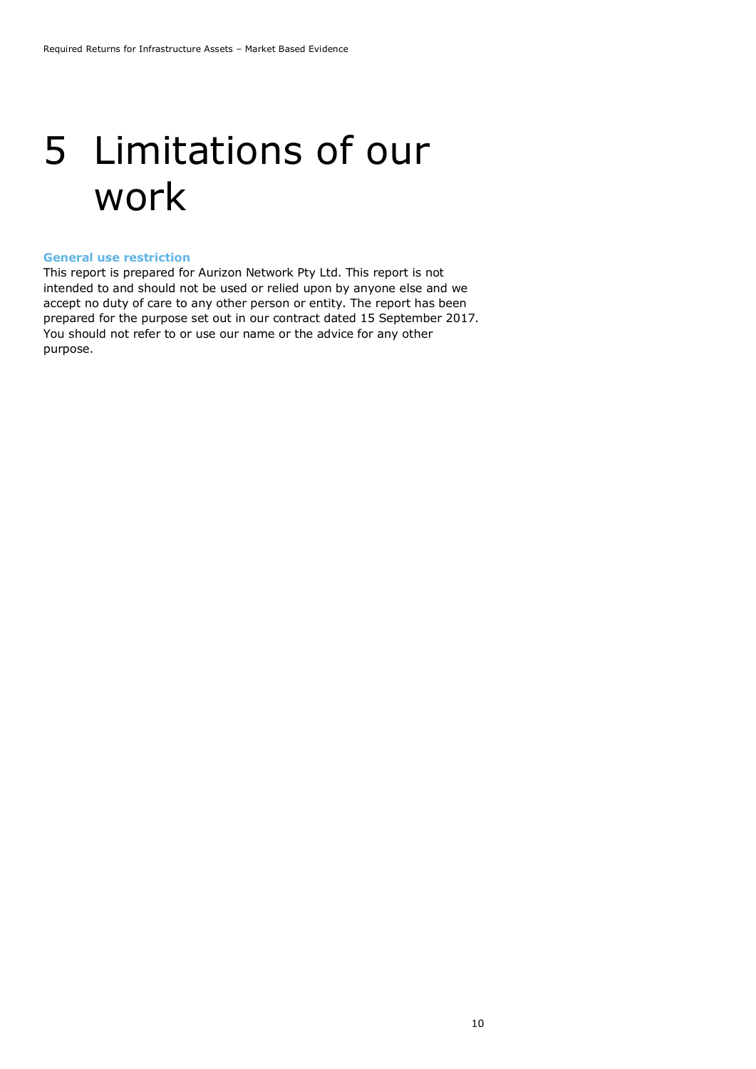# 5 Limitations of our work

**General use restriction**

This report is prepared for Aurizon Network Pty Ltd. This report is not intended to and should not be used or relied upon by anyone else and we accept no duty of care to any other person or entity. The report has been prepared for the purpose set out in our contract dated 15 September 2017. You should not refer to or use our name or the advice for any other purpose.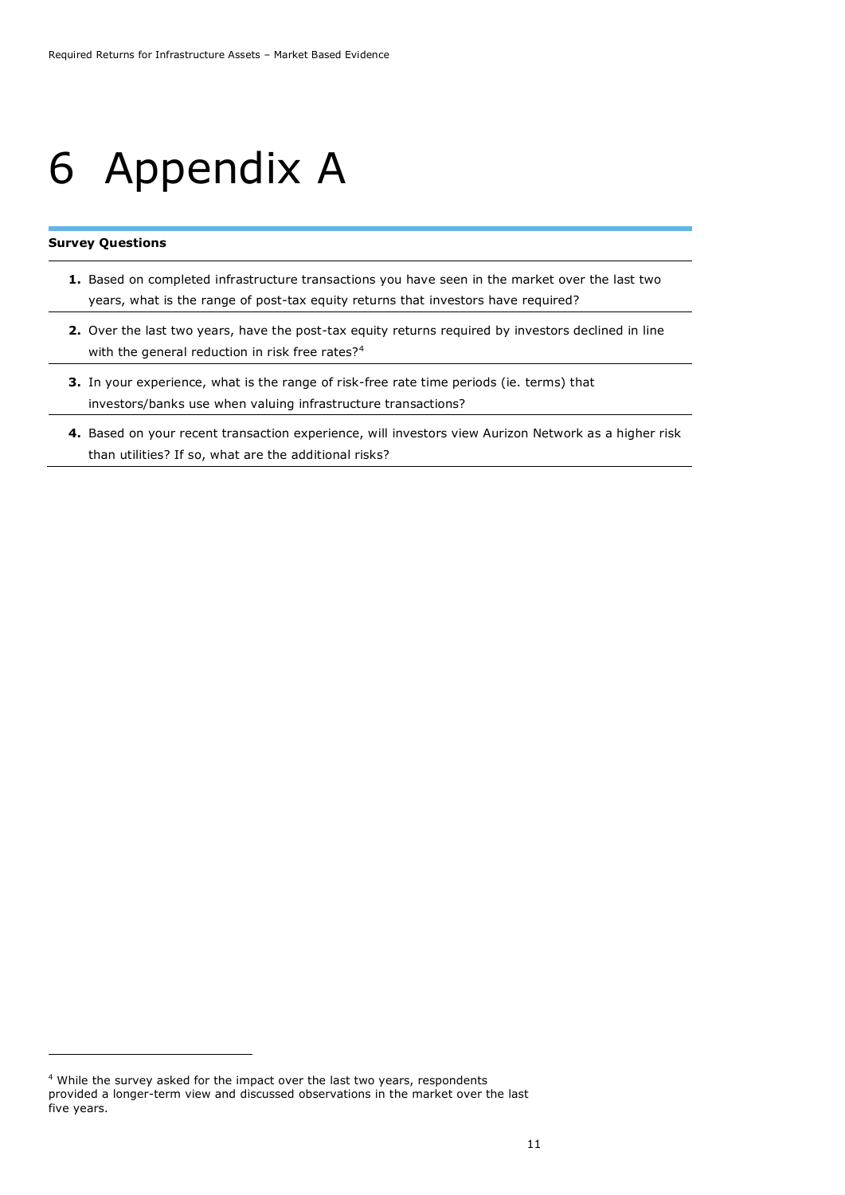# 6 Appendix A

**Survey Questions**

1. Based on completed infrastructure transactions you have seen in the market over the last two years, what is the range of post-tax equity returns that investors have required?
2. Over the last two years, have the post-tax equity returns required by investors declined in line with the general reduction in risk free rates?[4]
3. In your experience, what is the range of risk-free rate time periods (ie. terms) that investors/banks use when valuing infrastructure transactions?
4. Based on your recent transaction experience, will investors view Aurizon Network as a higher risk than utilities? If so, what are the additional risks?

[4] While the survey asked for the impact over the last two years, respondents provided a longer-term view and discussed observations in the market over the last five years.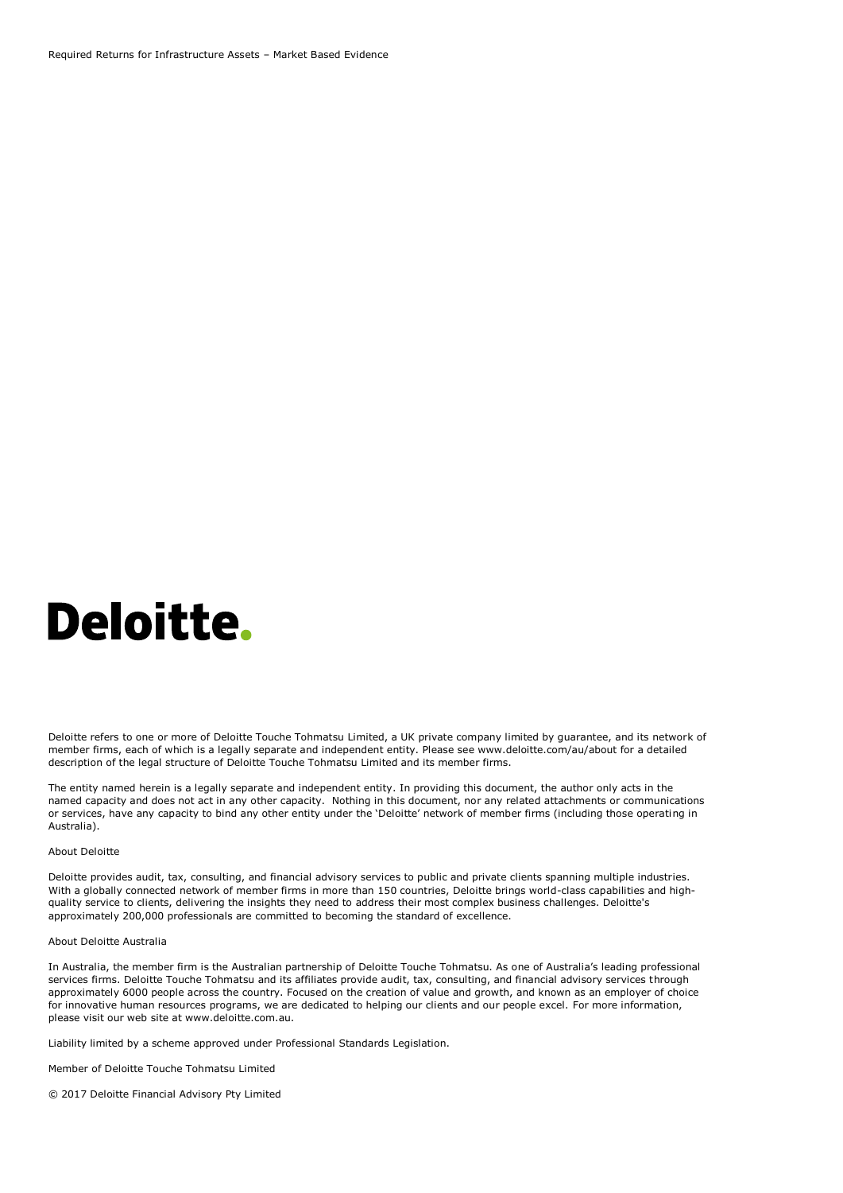Deloitte.

Deloitte refers to one or more of Deloitte Touche Tohmatsu Limited, a UK private company limited by guarantee, and its network of member firms, each of which is a legally separate and independent entity. Please see www.deloitte.com/au/about for a detailed description of the legal structure of Deloitte Touche Tohmatsu Limited and its member firms.

The entity named herein is a legally separate and independent entity. In providing this document, the author only acts in the named capacity and does not act in any other capacity. Nothing in this document, nor any related attachments or communications or services, have any capacity to bind any other entity under the 'Deloitte' network of member firms (including those operating in Australia).

About Deloitte

Deloitte provides audit, tax, consulting, and financial advisory services to public and private clients spanning multiple industries. With a globally connected network of member firms in more than 150 countries, Deloitte brings world-class capabilities and high-quality service to clients, delivering the insights they need to address their most complex business challenges. Deloitte's approximately 200,000 professionals are committed to becoming the standard of excellence.

About Deloitte Australia

In Australia, the member firm is the Australian partnership of Deloitte Touche Tohmatsu. As one of Australia's leading professional services firms. Deloitte Touche Tohmatsu and its affiliates provide audit, tax, consulting, and financial advisory services through approximately 6000 people across the country. Focused on the creation of value and growth, and known as an employer of choice for innovative human resources programs, we are dedicated to helping our clients and our people excel. For more information, please visit our web site at www.deloitte.com.au.

Liability limited by a scheme approved under Professional Standards Legislation.

Member of Deloitte Touche Tohmatsu Limited

© 2017 Deloitte Financial Advisory Pty Limited